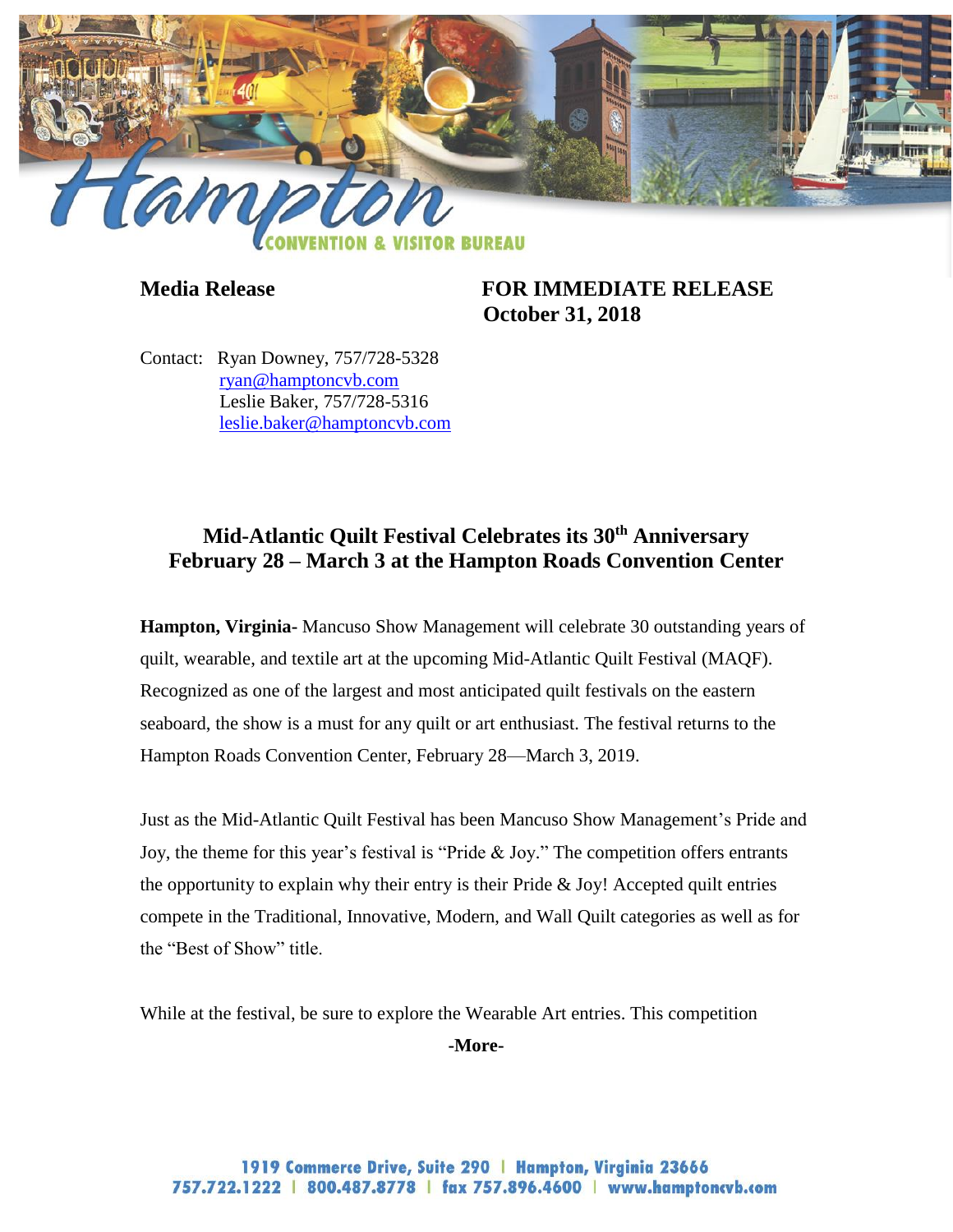**Media Release** **FOR IMMEDIATE RELEASE**
**October 31, 2018**

Contact: Ryan Downey, 757/728-5328
ryan@hamptoncvb.com
Leslie Baker, 757/728-5316
leslie.baker@hamptoncvb.com

## Mid-Atlantic Quilt Festival Celebrates its 30th Anniversary February 28 – March 3 at the Hampton Roads Convention Center

**Hampton, Virginia-** Mancuso Show Management will celebrate 30 outstanding years of quilt, wearable, and textile art at the upcoming Mid-Atlantic Quilt Festival (MAQF). Recognized as one of the largest and most anticipated quilt festivals on the eastern seaboard, the show is a must for any quilt or art enthusiast. The festival returns to the Hampton Roads Convention Center, February 28—March 3, 2019.

Just as the Mid-Atlantic Quilt Festival has been Mancuso Show Management's Pride and Joy, the theme for this year's festival is "Pride & Joy." The competition offers entrants the opportunity to explain why their entry is their Pride & Joy! Accepted quilt entries compete in the Traditional, Innovative, Modern, and Wall Quilt categories as well as for the "Best of Show" title.

While at the festival, be sure to explore the Wearable Art entries. This competition

**-More-**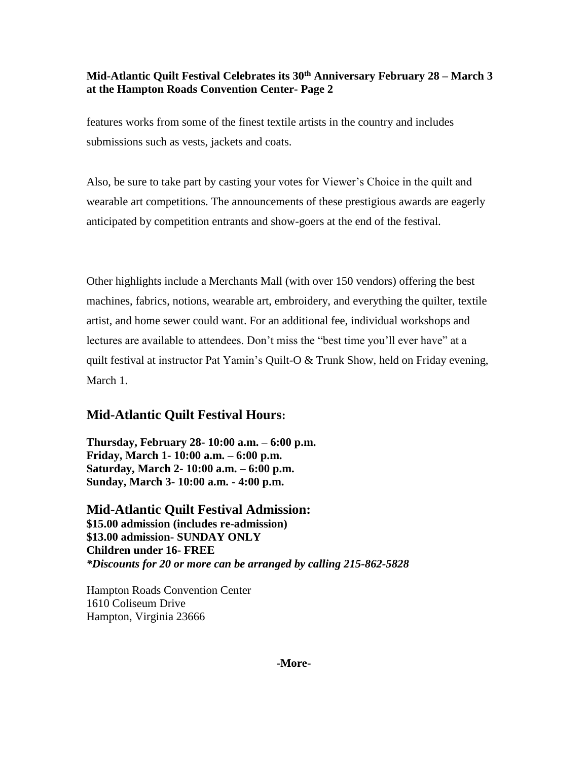features works from some of the finest textile artists in the country and includes submissions such as vests, jackets and coats.

Also, be sure to take part by casting your votes for Viewer's Choice in the quilt and wearable art competitions. The announcements of these prestigious awards are eagerly anticipated by competition entrants and show-goers at the end of the festival.

Other highlights include a Merchants Mall (with over 150 vendors) offering the best machines, fabrics, notions, wearable art, embroidery, and everything the quilter, textile artist, and home sewer could want. For an additional fee, individual workshops and lectures are available to attendees. Don't miss the "best time you'll ever have" at a quilt festival at instructor Pat Yamin's Quilt-O & Trunk Show, held on Friday evening, March 1.

## Mid-Atlantic Quilt Festival Hours:

**Thursday, February 28- 10:00 a.m. – 6:00 p.m.**
**Friday, March 1- 10:00 a.m. – 6:00 p.m.**
**Saturday, March 2- 10:00 a.m. – 6:00 p.m.**
**Sunday, March 3- 10:00 a.m. - 4:00 p.m.**

## Mid-Atlantic Quilt Festival Admission:

**$15.00 admission (includes re-admission)**
**$13.00 admission- SUNDAY ONLY**
**Children under 16- FREE**
***Discounts for 20 or more can be arranged by calling 215-862-5828***

Hampton Roads Convention Center
1610 Coliseum Drive
Hampton, Virginia 23666

**-More-**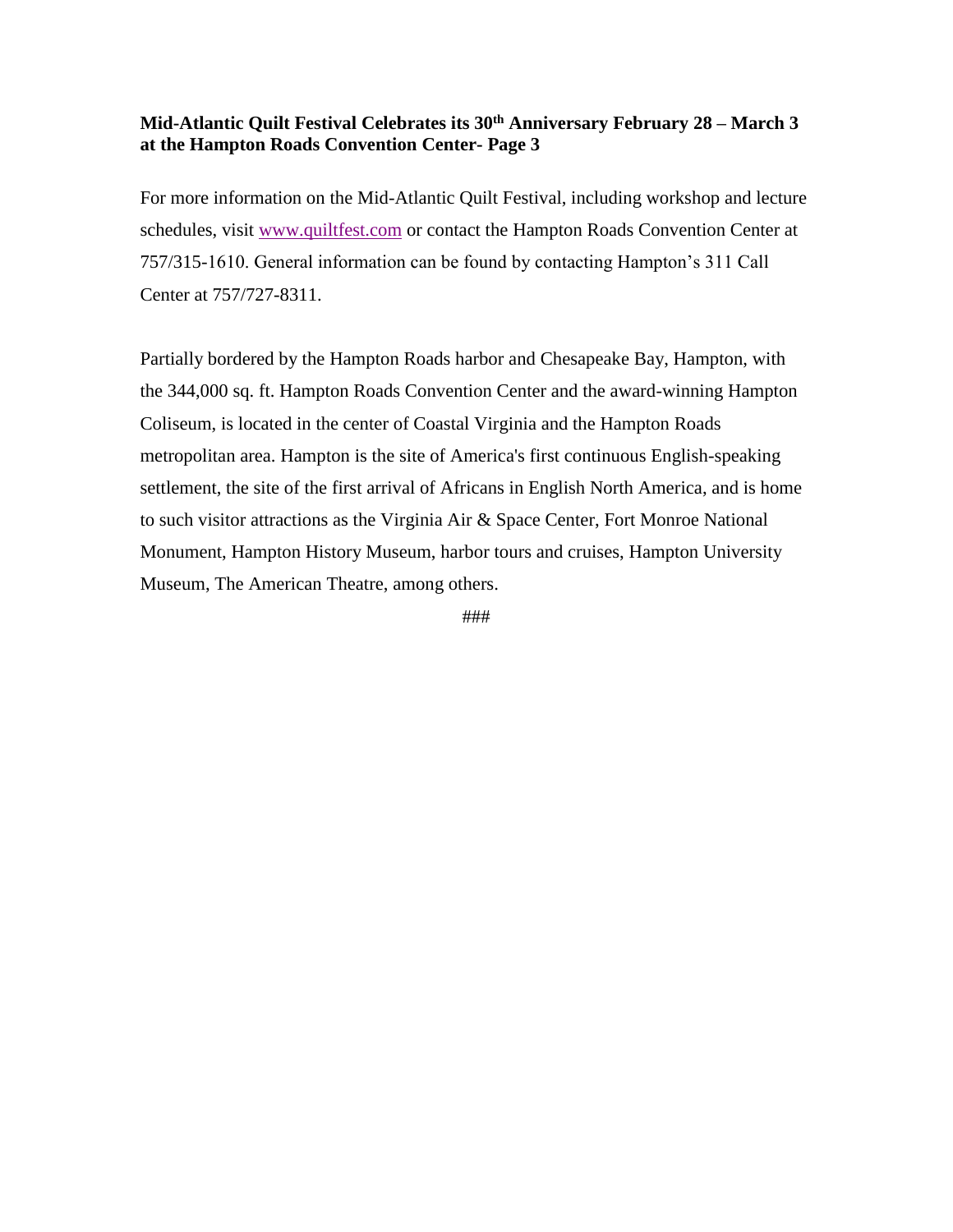For more information on the Mid-Atlantic Quilt Festival, including workshop and lecture schedules, visit [www.quiltfest.com](http://www.quiltfest.com) or contact the Hampton Roads Convention Center at 757/315-1610. General information can be found by contacting Hampton's 311 Call Center at 757/727-8311.

Partially bordered by the Hampton Roads harbor and Chesapeake Bay, Hampton, with the 344,000 sq. ft. Hampton Roads Convention Center and the award-winning Hampton Coliseum, is located in the center of Coastal Virginia and the Hampton Roads metropolitan area. Hampton is the site of America's first continuous English-speaking settlement, the site of the first arrival of Africans in English North America, and is home to such visitor attractions as the Virginia Air & Space Center, Fort Monroe National Monument, Hampton History Museum, harbor tours and cruises, Hampton University Museum, The American Theatre, among others.

###